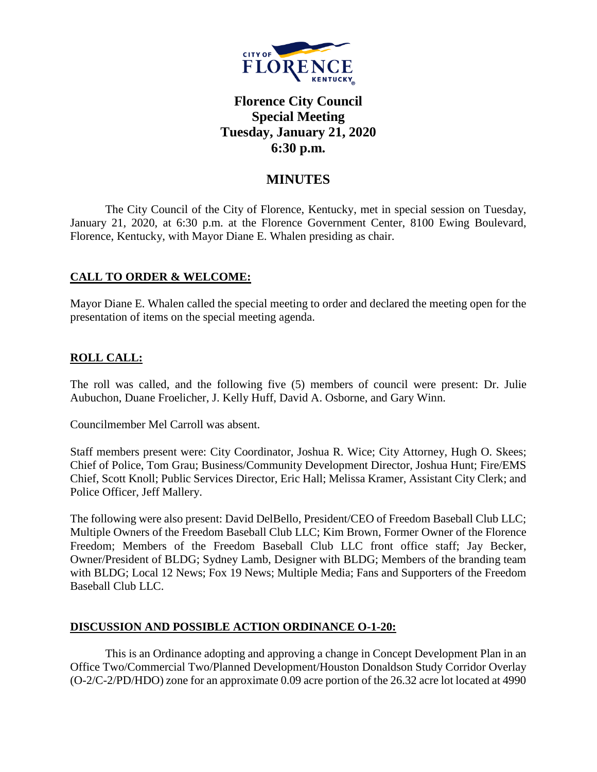# Florence City Council
## Special Meeting
## Tuesday, January 21, 2020
## 6:30 p.m.

## MINUTES

The City Council of the City of Florence, Kentucky, met in special session on Tuesday, January 21, 2020, at 6:30 p.m. at the Florence Government Center, 8100 Ewing Boulevard, Florence, Kentucky, with Mayor Diane E. Whalen presiding as chair.

**CALL TO ORDER & WELCOME:**

Mayor Diane E. Whalen called the special meeting to order and declared the meeting open for the presentation of items on the special meeting agenda.

**ROLL CALL:**

The roll was called, and the following five (5) members of council were present: Dr. Julie Aubuchon, Duane Froelicher, J. Kelly Huff, David A. Osborne, and Gary Winn.

Councilmember Mel Carroll was absent.

Staff members present were: City Coordinator, Joshua R. Wice; City Attorney, Hugh O. Skees; Chief of Police, Tom Grau; Business/Community Development Director, Joshua Hunt; Fire/EMS Chief, Scott Knoll; Public Services Director, Eric Hall; Melissa Kramer, Assistant City Clerk; and Police Officer, Jeff Mallery.

The following were also present: David DelBello, President/CEO of Freedom Baseball Club LLC; Multiple Owners of the Freedom Baseball Club LLC; Kim Brown, Former Owner of the Florence Freedom; Members of the Freedom Baseball Club LLC front office staff; Jay Becker, Owner/President of BLDG; Sydney Lamb, Designer with BLDG; Members of the branding team with BLDG; Local 12 News; Fox 19 News; Multiple Media; Fans and Supporters of the Freedom Baseball Club LLC.

**DISCUSSION AND POSSIBLE ACTION ORDINANCE O-1-20:**

This is an Ordinance adopting and approving a change in Concept Development Plan in an Office Two/Commercial Two/Planned Development/Houston Donaldson Study Corridor Overlay (O-2/C-2/PD/HDO) zone for an approximate 0.09 acre portion of the 26.32 acre lot located at 4990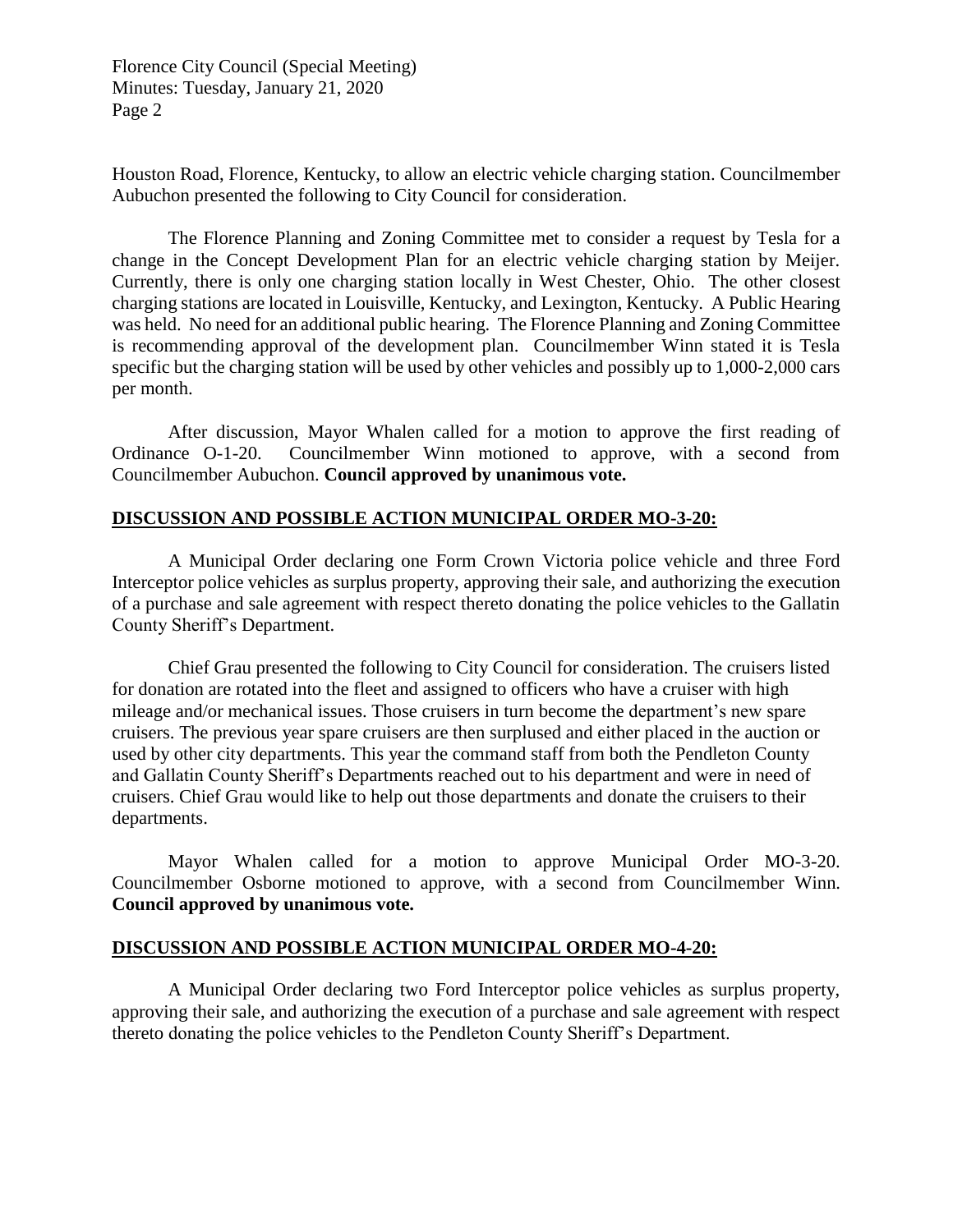Houston Road, Florence, Kentucky, to allow an electric vehicle charging station. Councilmember Aubuchon presented the following to City Council for consideration.

The Florence Planning and Zoning Committee met to consider a request by Tesla for a change in the Concept Development Plan for an electric vehicle charging station by Meijer. Currently, there is only one charging station locally in West Chester, Ohio. The other closest charging stations are located in Louisville, Kentucky, and Lexington, Kentucky. A Public Hearing was held. No need for an additional public hearing. The Florence Planning and Zoning Committee is recommending approval of the development plan. Councilmember Winn stated it is Tesla specific but the charging station will be used by other vehicles and possibly up to 1,000-2,000 cars per month.

After discussion, Mayor Whalen called for a motion to approve the first reading of Ordinance O-1-20. Councilmember Winn motioned to approve, with a second from Councilmember Aubuchon. **Council approved by unanimous vote.**

## DISCUSSION AND POSSIBLE ACTION MUNICIPAL ORDER MO-3-20:

A Municipal Order declaring one Form Crown Victoria police vehicle and three Ford Interceptor police vehicles as surplus property, approving their sale, and authorizing the execution of a purchase and sale agreement with respect thereto donating the police vehicles to the Gallatin County Sheriff's Department.

Chief Grau presented the following to City Council for consideration. The cruisers listed for donation are rotated into the fleet and assigned to officers who have a cruiser with high mileage and/or mechanical issues. Those cruisers in turn become the department's new spare cruisers. The previous year spare cruisers are then surplused and either placed in the auction or used by other city departments. This year the command staff from both the Pendleton County and Gallatin County Sheriff's Departments reached out to his department and were in need of cruisers. Chief Grau would like to help out those departments and donate the cruisers to their departments.

Mayor Whalen called for a motion to approve Municipal Order MO-3-20. Councilmember Osborne motioned to approve, with a second from Councilmember Winn. **Council approved by unanimous vote.**

## DISCUSSION AND POSSIBLE ACTION MUNICIPAL ORDER MO-4-20:

A Municipal Order declaring two Ford Interceptor police vehicles as surplus property, approving their sale, and authorizing the execution of a purchase and sale agreement with respect thereto donating the police vehicles to the Pendleton County Sheriff's Department.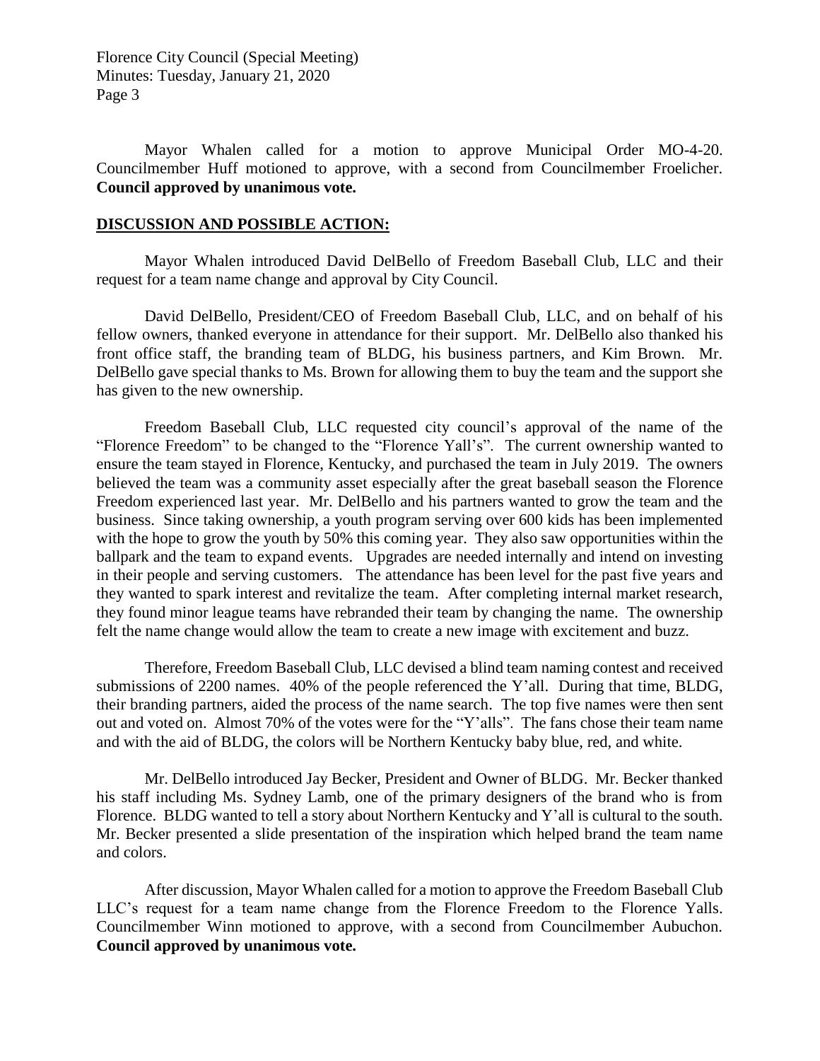Mayor Whalen called for a motion to approve Municipal Order MO-4-20. Councilmember Huff motioned to approve, with a second from Councilmember Froelicher. **Council approved by unanimous vote.**

## DISCUSSION AND POSSIBLE ACTION:

Mayor Whalen introduced David DelBello of Freedom Baseball Club, LLC and their request for a team name change and approval by City Council.

David DelBello, President/CEO of Freedom Baseball Club, LLC, and on behalf of his fellow owners, thanked everyone in attendance for their support. Mr. DelBello also thanked his front office staff, the branding team of BLDG, his business partners, and Kim Brown. Mr. DelBello gave special thanks to Ms. Brown for allowing them to buy the team and the support she has given to the new ownership.

Freedom Baseball Club, LLC requested city council's approval of the name of the "Florence Freedom" to be changed to the "Florence Yall's". The current ownership wanted to ensure the team stayed in Florence, Kentucky, and purchased the team in July 2019. The owners believed the team was a community asset especially after the great baseball season the Florence Freedom experienced last year. Mr. DelBello and his partners wanted to grow the team and the business. Since taking ownership, a youth program serving over 600 kids has been implemented with the hope to grow the youth by 50% this coming year. They also saw opportunities within the ballpark and the team to expand events. Upgrades are needed internally and intend on investing in their people and serving customers. The attendance has been level for the past five years and they wanted to spark interest and revitalize the team. After completing internal market research, they found minor league teams have rebranded their team by changing the name. The ownership felt the name change would allow the team to create a new image with excitement and buzz.

Therefore, Freedom Baseball Club, LLC devised a blind team naming contest and received submissions of 2200 names. 40% of the people referenced the Y'all. During that time, BLDG, their branding partners, aided the process of the name search. The top five names were then sent out and voted on. Almost 70% of the votes were for the "Y'alls". The fans chose their team name and with the aid of BLDG, the colors will be Northern Kentucky baby blue, red, and white.

Mr. DelBello introduced Jay Becker, President and Owner of BLDG. Mr. Becker thanked his staff including Ms. Sydney Lamb, one of the primary designers of the brand who is from Florence. BLDG wanted to tell a story about Northern Kentucky and Y'all is cultural to the south. Mr. Becker presented a slide presentation of the inspiration which helped brand the team name and colors.

After discussion, Mayor Whalen called for a motion to approve the Freedom Baseball Club LLC's request for a team name change from the Florence Freedom to the Florence Yalls. Councilmember Winn motioned to approve, with a second from Councilmember Aubuchon. **Council approved by unanimous vote.**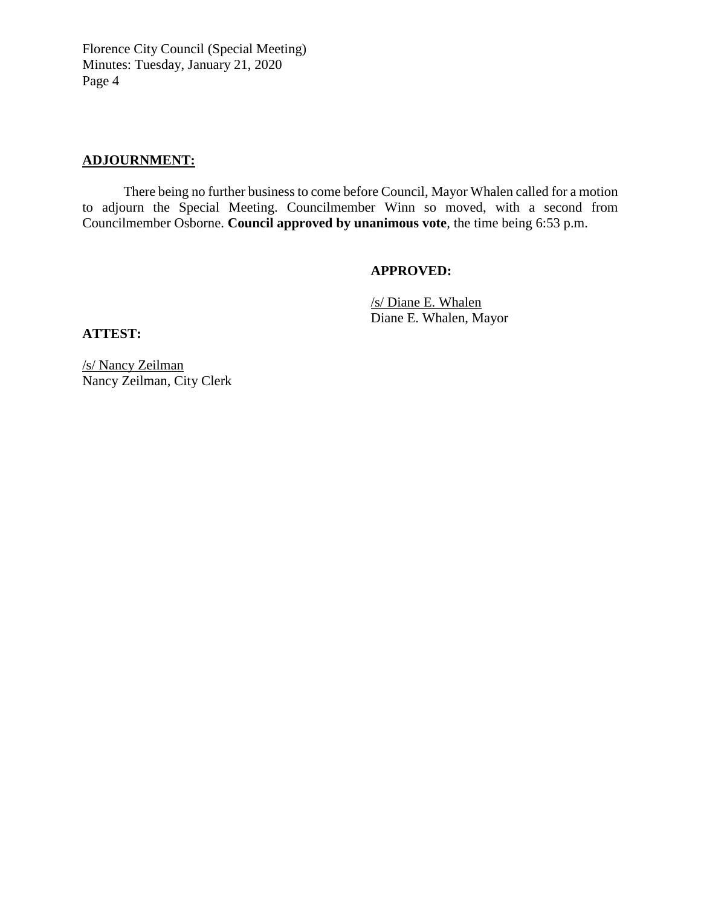**ADJOURNMENT:**

There being no further business to come before Council, Mayor Whalen called for a motion to adjourn the Special Meeting. Councilmember Winn so moved, with a second from Councilmember Osborne. **Council approved by unanimous vote**, the time being 6:53 p.m.

**APPROVED:**

/s/ Diane E. Whalen
Diane E. Whalen, Mayor

**ATTEST:**

/s/ Nancy Zeilman
Nancy Zeilman, City Clerk